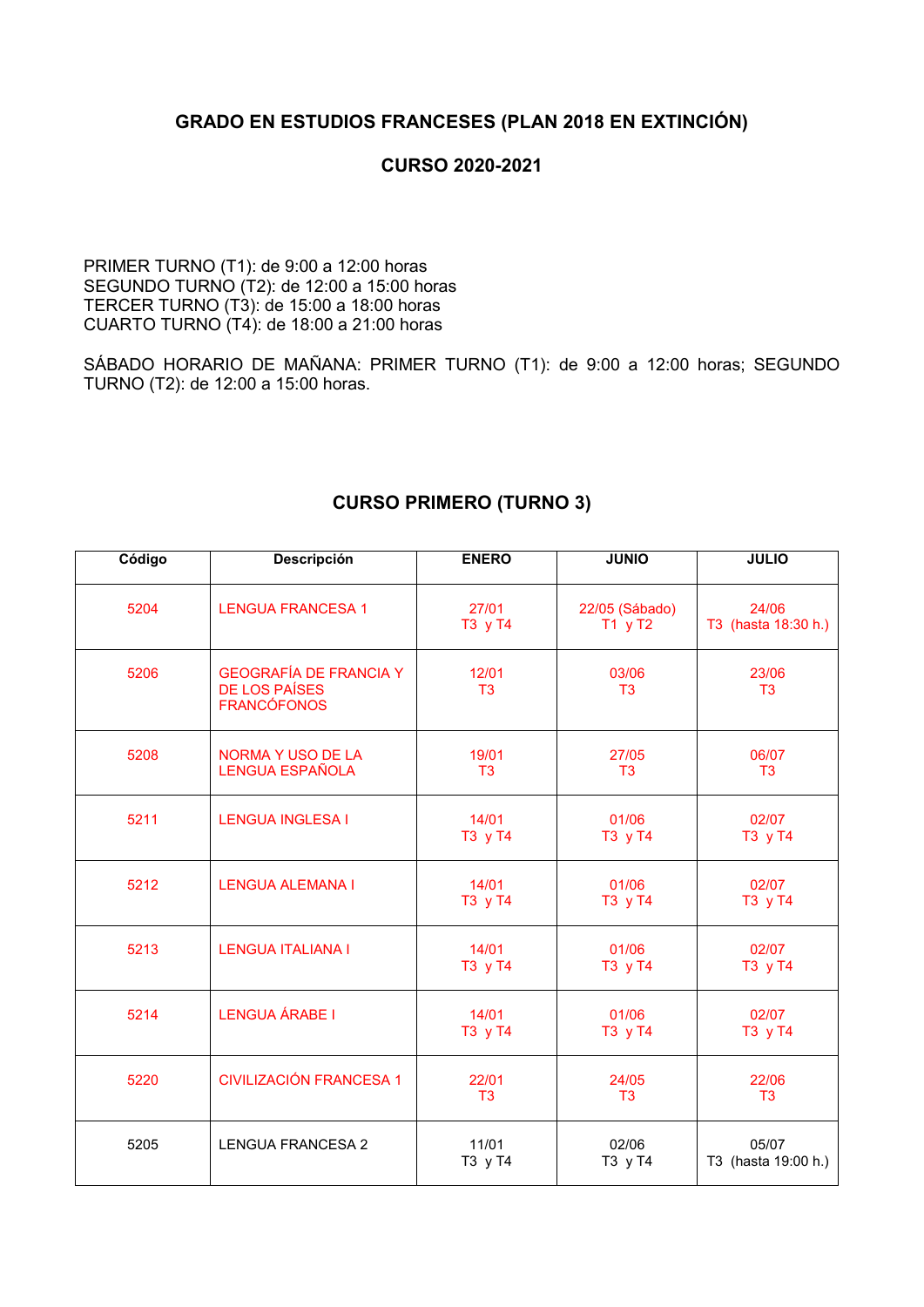## GRADO EN ESTUDIOS FRANCESES (PLAN 2018 EN EXTINCIÓN)

## CURSO 2020-2021

PRIMER TURNO (T1): de 9:00 a 12:00 horas
SEGUNDO TURNO (T2): de 12:00 a 15:00 horas
TERCER TURNO (T3): de 15:00 a 18:00 horas
CUARTO TURNO (T4): de 18:00 a 21:00 horas

SÁBADO HORARIO DE MAÑANA: PRIMER TURNO (T1): de 9:00 a 12:00 horas; SEGUNDO TURNO (T2): de 12:00 a 15:00 horas.

### CURSO PRIMERO (TURNO 3)

| Código | Descripción | ENERO | JUNIO | JULIO |
|---|---|---|---|---|
| 5204 | LENGUA FRANCESA 1 | 27/01 T3 y T4 | 22/05 (Sábado) T1 y T2 | 24/06 T3 (hasta 18:30 h.) |
| 5206 | GEOGRAFÍA DE FRANCIA Y DE LOS PAÍSES FRANCÓFONOS | 12/01 T3 | 03/06 T3 | 23/06 T3 |
| 5208 | NORMA Y USO DE LA LENGUA ESPAÑOLA | 19/01 T3 | 27/05 T3 | 06/07 T3 |
| 5211 | LENGUA INGLESA I | 14/01 T3 y T4 | 01/06 T3 y T4 | 02/07 T3 y T4 |
| 5212 | LENGUA ALEMANA I | 14/01 T3 y T4 | 01/06 T3 y T4 | 02/07 T3 y T4 |
| 5213 | LENGUA ITALIANA I | 14/01 T3 y T4 | 01/06 T3 y T4 | 02/07 T3 y T4 |
| 5214 | LENGUA ÁRABE I | 14/01 T3 y T4 | 01/06 T3 y T4 | 02/07 T3 y T4 |
| 5220 | CIVILIZACIÓN FRANCESA 1 | 22/01 T3 | 24/05 T3 | 22/06 T3 |
| 5205 | LENGUA FRANCESA 2 | 11/01 T3 y T4 | 02/06 T3 y T4 | 05/07 T3 (hasta 19:00 h.) |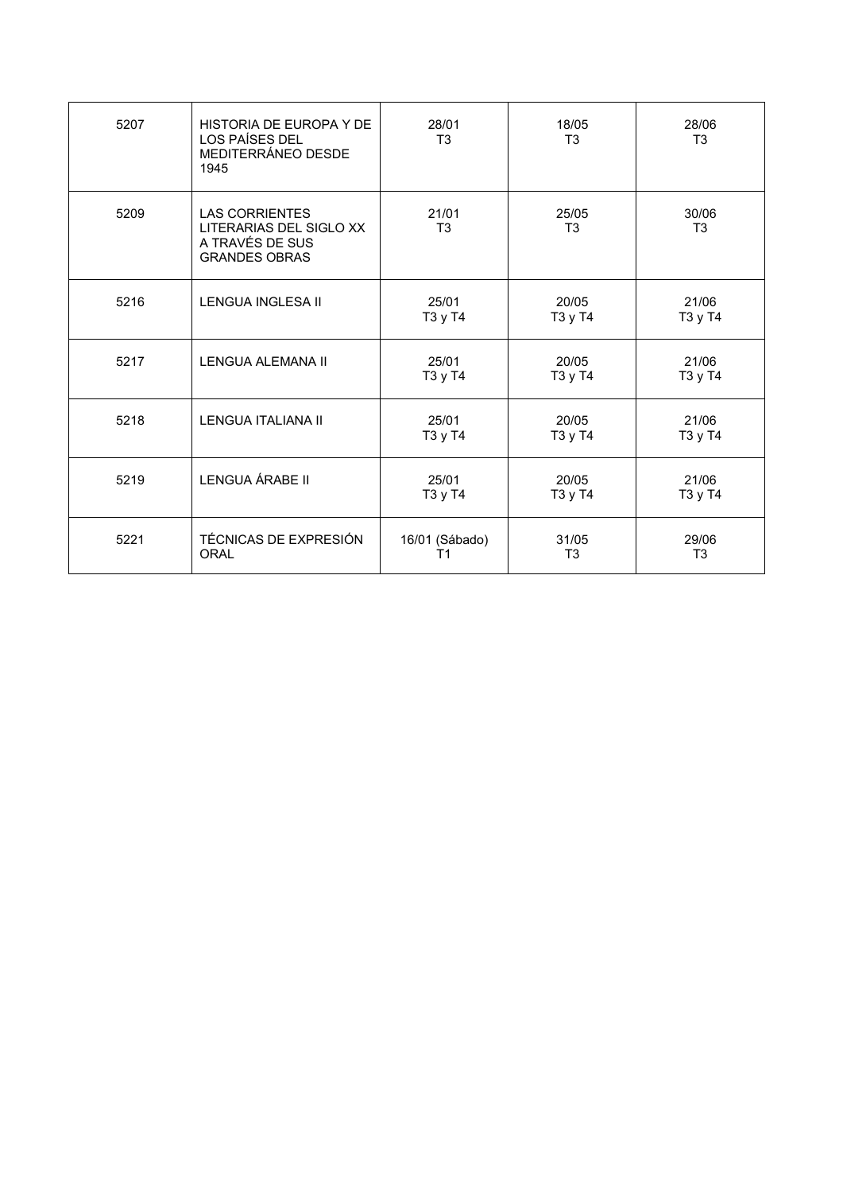| | | | | |
|---|---|---|---|---|
| 5207 | HISTORIA DE EUROPA Y DE LOS PAÍSES DEL MEDITERRÁNEO DESDE 1945 | 28/01<br>T3 | 18/05<br>T3 | 28/06<br>T3 |
| 5209 | LAS CORRIENTES LITERARIAS DEL SIGLO XX A TRAVÉS DE SUS GRANDES OBRAS | 21/01<br>T3 | 25/05<br>T3 | 30/06<br>T3 |
| 5216 | LENGUA INGLESA II | 25/01<br>T3 y T4 | 20/05<br>T3 y T4 | 21/06<br>T3 y T4 |
| 5217 | LENGUA ALEMANA II | 25/01<br>T3 y T4 | 20/05<br>T3 y T4 | 21/06<br>T3 y T4 |
| 5218 | LENGUA ITALIANA II | 25/01<br>T3 y T4 | 20/05<br>T3 y T4 | 21/06<br>T3 y T4 |
| 5219 | LENGUA ÁRABE II | 25/01<br>T3 y T4 | 20/05<br>T3 y T4 | 21/06<br>T3 y T4 |
| 5221 | TÉCNICAS DE EXPRESIÓN ORAL | 16/01 (Sábado)<br>T1 | 31/05<br>T3 | 29/06<br>T3 |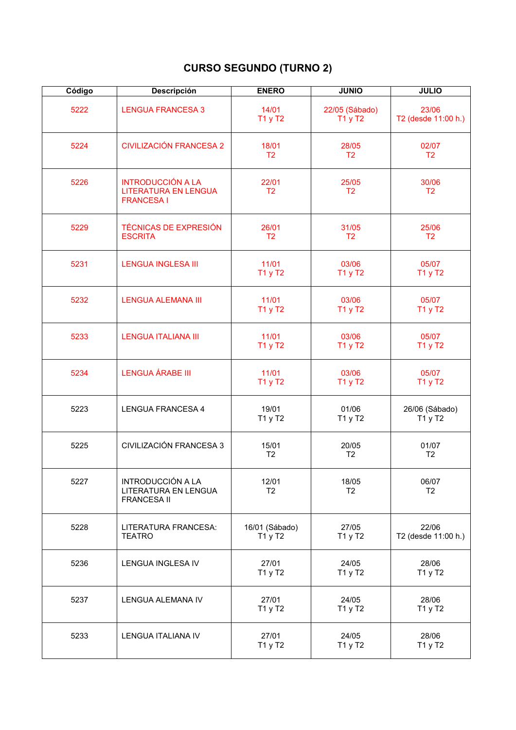## CURSO SEGUNDO (TURNO 2)

| Código | Descripción | ENERO | JUNIO | JULIO |
|---|---|---|---|---|
| 5222 | LENGUA FRANCESA 3 | 14/01 T1 y T2 | 22/05 (Sábado) T1 y T2 | 23/06 T2 (desde 11:00 h.) |
| 5224 | CIVILIZACIÓN FRANCESA 2 | 18/01 T2 | 28/05 T2 | 02/07 T2 |
| 5226 | INTRODUCCIÓN A LA LITERATURA EN LENGUA FRANCESA I | 22/01 T2 | 25/05 T2 | 30/06 T2 |
| 5229 | TÉCNICAS DE EXPRESIÓN ESCRITA | 26/01 T2 | 31/05 T2 | 25/06 T2 |
| 5231 | LENGUA INGLESA III | 11/01 T1 y T2 | 03/06 T1 y T2 | 05/07 T1 y T2 |
| 5232 | LENGUA ALEMANA III | 11/01 T1 y T2 | 03/06 T1 y T2 | 05/07 T1 y T2 |
| 5233 | LENGUA ITALIANA III | 11/01 T1 y T2 | 03/06 T1 y T2 | 05/07 T1 y T2 |
| 5234 | LENGUA ÁRABE III | 11/01 T1 y T2 | 03/06 T1 y T2 | 05/07 T1 y T2 |
| 5223 | LENGUA FRANCESA 4 | 19/01 T1 y T2 | 01/06 T1 y T2 | 26/06 (Sábado) T1 y T2 |
| 5225 | CIVILIZACIÓN FRANCESA 3 | 15/01 T2 | 20/05 T2 | 01/07 T2 |
| 5227 | INTRODUCCIÓN A LA LITERATURA EN LENGUA FRANCESA II | 12/01 T2 | 18/05 T2 | 06/07 T2 |
| 5228 | LITERATURA FRANCESA: TEATRO | 16/01 (Sábado) T1 y T2 | 27/05 T1 y T2 | 22/06 T2 (desde 11:00 h.) |
| 5236 | LENGUA INGLESA IV | 27/01 T1 y T2 | 24/05 T1 y T2 | 28/06 T1 y T2 |
| 5237 | LENGUA ALEMANA IV | 27/01 T1 y T2 | 24/05 T1 y T2 | 28/06 T1 y T2 |
| 5233 | LENGUA ITALIANA IV | 27/01 T1 y T2 | 24/05 T1 y T2 | 28/06 T1 y T2 |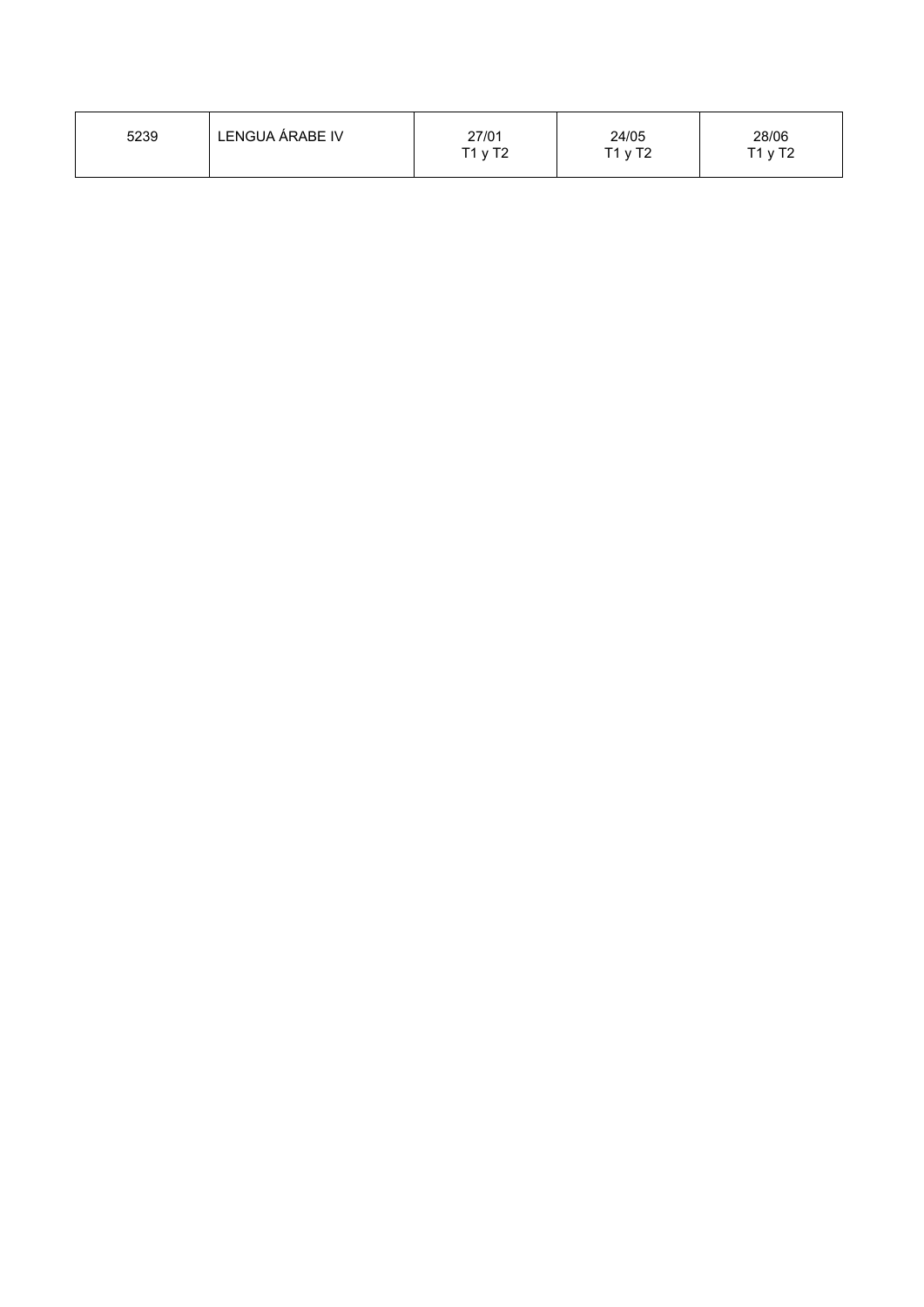| 5239 | LENGUA ÁRABE IV | 27/01<br>T1 y T2 | 24/05<br>T1 y T2 | 28/06<br>T1 y T2 |
|---|---|---|---|---|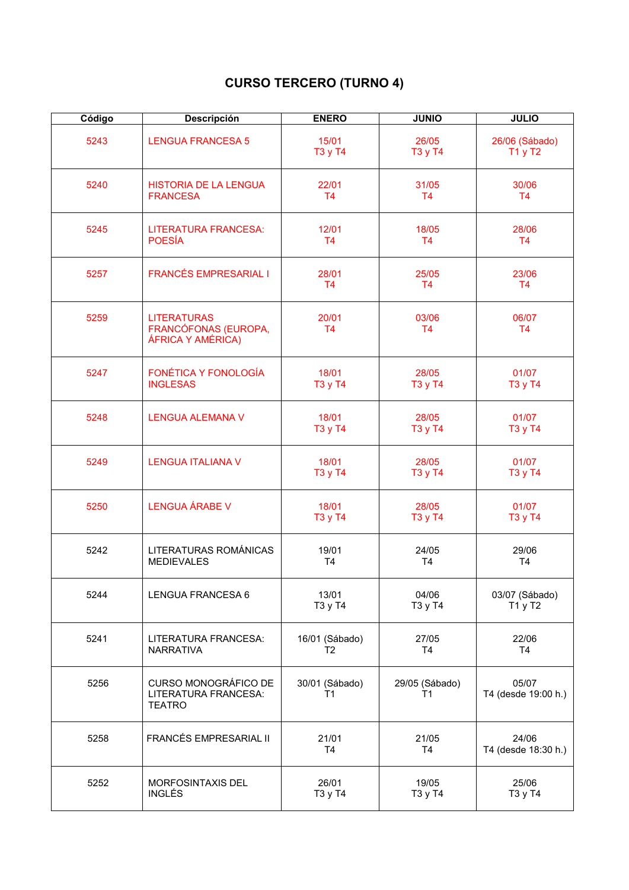# CURSO TERCERO (TURNO 4)

| Código | Descripción | ENERO | JUNIO | JULIO |
| --- | --- | --- | --- | --- |
| 5243 | LENGUA FRANCESA 5 | 15/01 T3 y T4 | 26/05 T3 y T4 | 26/06 (Sábado) T1 y T2 |
| 5240 | HISTORIA DE LA LENGUA FRANCESA | 22/01 T4 | 31/05 T4 | 30/06 T4 |
| 5245 | LITERATURA FRANCESA: POESÍA | 12/01 T4 | 18/05 T4 | 28/06 T4 |
| 5257 | FRANCÉS EMPRESARIAL I | 28/01 T4 | 25/05 T4 | 23/06 T4 |
| 5259 | LITERATURAS FRANCÓFONAS (EUROPA, ÁFRICA Y AMÉRICA) | 20/01 T4 | 03/06 T4 | 06/07 T4 |
| 5247 | FONÉTICA Y FONOLOGÍA INGLESAS | 18/01 T3 y T4 | 28/05 T3 y T4 | 01/07 T3 y T4 |
| 5248 | LENGUA ALEMANA V | 18/01 T3 y T4 | 28/05 T3 y T4 | 01/07 T3 y T4 |
| 5249 | LENGUA ITALIANA V | 18/01 T3 y T4 | 28/05 T3 y T4 | 01/07 T3 y T4 |
| 5250 | LENGUA ÁRABE V | 18/01 T3 y T4 | 28/05 T3 y T4 | 01/07 T3 y T4 |
| 5242 | LITERATURAS ROMÁNICAS MEDIEVALES | 19/01 T4 | 24/05 T4 | 29/06 T4 |
| 5244 | LENGUA FRANCESA 6 | 13/01 T3 y T4 | 04/06 T3 y T4 | 03/07 (Sábado) T1 y T2 |
| 5241 | LITERATURA FRANCESA: NARRATIVA | 16/01 (Sábado) T2 | 27/05 T4 | 22/06 T4 |
| 5256 | CURSO MONOGRÁFICO DE LITERATURA FRANCESA: TEATRO | 30/01 (Sábado) T1 | 29/05 (Sábado) T1 | 05/07 T4 (desde 19:00 h.) |
| 5258 | FRANCÉS EMPRESARIAL II | 21/01 T4 | 21/05 T4 | 24/06 T4 (desde 18:30 h.) |
| 5252 | MORFOSINTAXIS DEL INGLÉS | 26/01 T3 y T4 | 19/05 T3 y T4 | 25/06 T3 y T4 |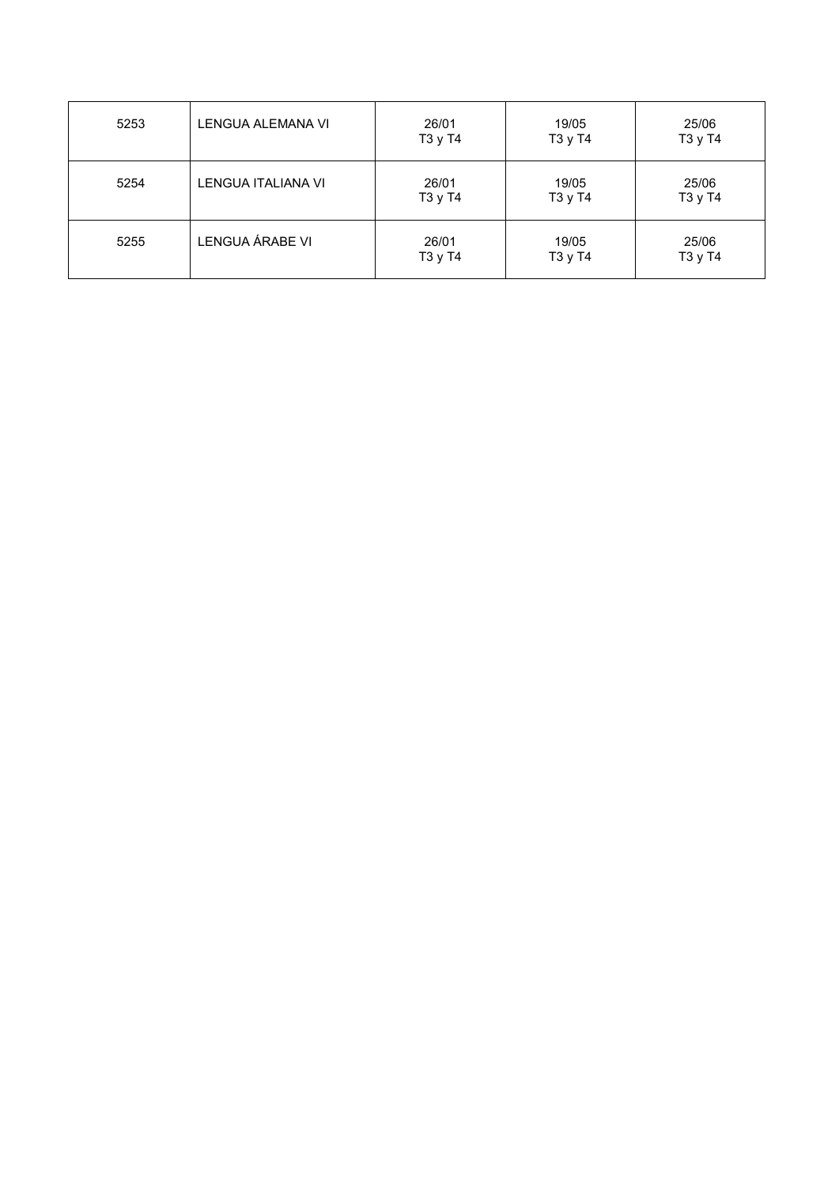| 5253 | LENGUA ALEMANA VI | 26/01<br>T3 y T4 | 19/05<br>T3 y T4 | 25/06<br>T3 y T4 |
|---|---|---|---|---|
| 5254 | LENGUA ITALIANA VI | 26/01<br>T3 y T4 | 19/05<br>T3 y T4 | 25/06<br>T3 y T4 |
| 5255 | LENGUA ÁRABE VI | 26/01<br>T3 y T4 | 19/05<br>T3 y T4 | 25/06<br>T3 y T4 |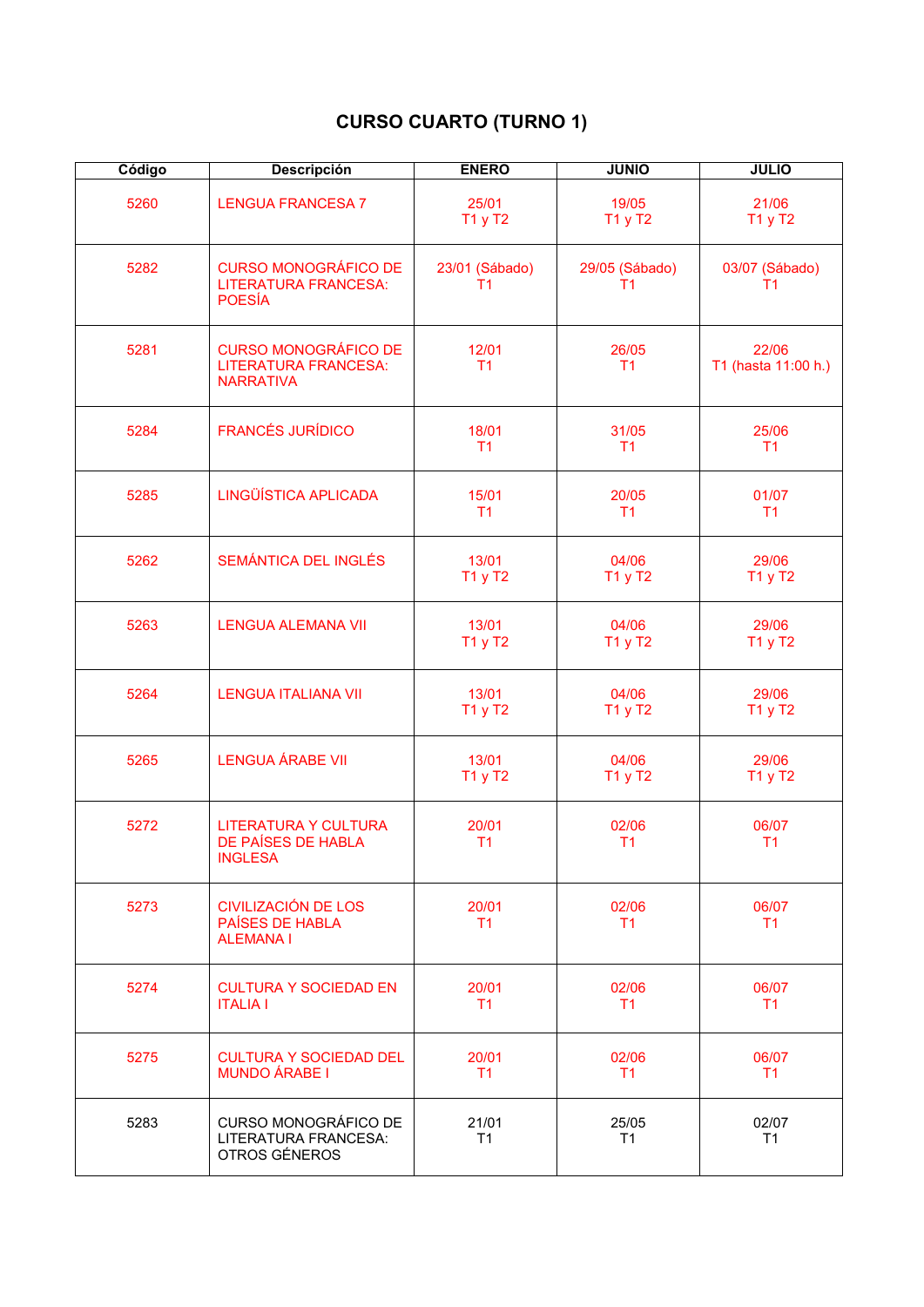# CURSO CUARTO (TURNO 1)

| Código | Descripción | ENERO | JUNIO | JULIO |
| --- | --- | --- | --- | --- |
| 5260 | LENGUA FRANCESA 7 | 25/01<br>T1 y T2 | 19/05<br>T1 y T2 | 21/06<br>T1 y T2 |
| 5282 | CURSO MONOGRÁFICO DE LITERATURA FRANCESA: POESÍA | 23/01 (Sábado)<br>T1 | 29/05 (Sábado)<br>T1 | 03/07 (Sábado)<br>T1 |
| 5281 | CURSO MONOGRÁFICO DE LITERATURA FRANCESA: NARRATIVA | 12/01<br>T1 | 26/05<br>T1 | 22/06<br>T1 (hasta 11:00 h.) |
| 5284 | FRANCÉS JURÍDICO | 18/01<br>T1 | 31/05<br>T1 | 25/06<br>T1 |
| 5285 | LINGÜÍSTICA APLICADA | 15/01<br>T1 | 20/05<br>T1 | 01/07<br>T1 |
| 5262 | SEMÁNTICA DEL INGLÉS | 13/01<br>T1 y T2 | 04/06<br>T1 y T2 | 29/06<br>T1 y T2 |
| 5263 | LENGUA ALEMANA VII | 13/01<br>T1 y T2 | 04/06<br>T1 y T2 | 29/06<br>T1 y T2 |
| 5264 | LENGUA ITALIANA VII | 13/01<br>T1 y T2 | 04/06<br>T1 y T2 | 29/06<br>T1 y T2 |
| 5265 | LENGUA ÁRABE VII | 13/01<br>T1 y T2 | 04/06<br>T1 y T2 | 29/06<br>T1 y T2 |
| 5272 | LITERATURA Y CULTURA DE PAÍSES DE HABLA INGLESA | 20/01<br>T1 | 02/06<br>T1 | 06/07<br>T1 |
| 5273 | CIVILIZACIÓN DE LOS PAÍSES DE HABLA ALEMANA I | 20/01<br>T1 | 02/06<br>T1 | 06/07<br>T1 |
| 5274 | CULTURA Y SOCIEDAD EN ITALIA I | 20/01<br>T1 | 02/06<br>T1 | 06/07<br>T1 |
| 5275 | CULTURA Y SOCIEDAD DEL MUNDO ÁRABE I | 20/01<br>T1 | 02/06<br>T1 | 06/07<br>T1 |
| 5283 | CURSO MONOGRÁFICO DE LITERATURA FRANCESA: OTROS GÉNEROS | 21/01<br>T1 | 25/05<br>T1 | 02/07<br>T1 |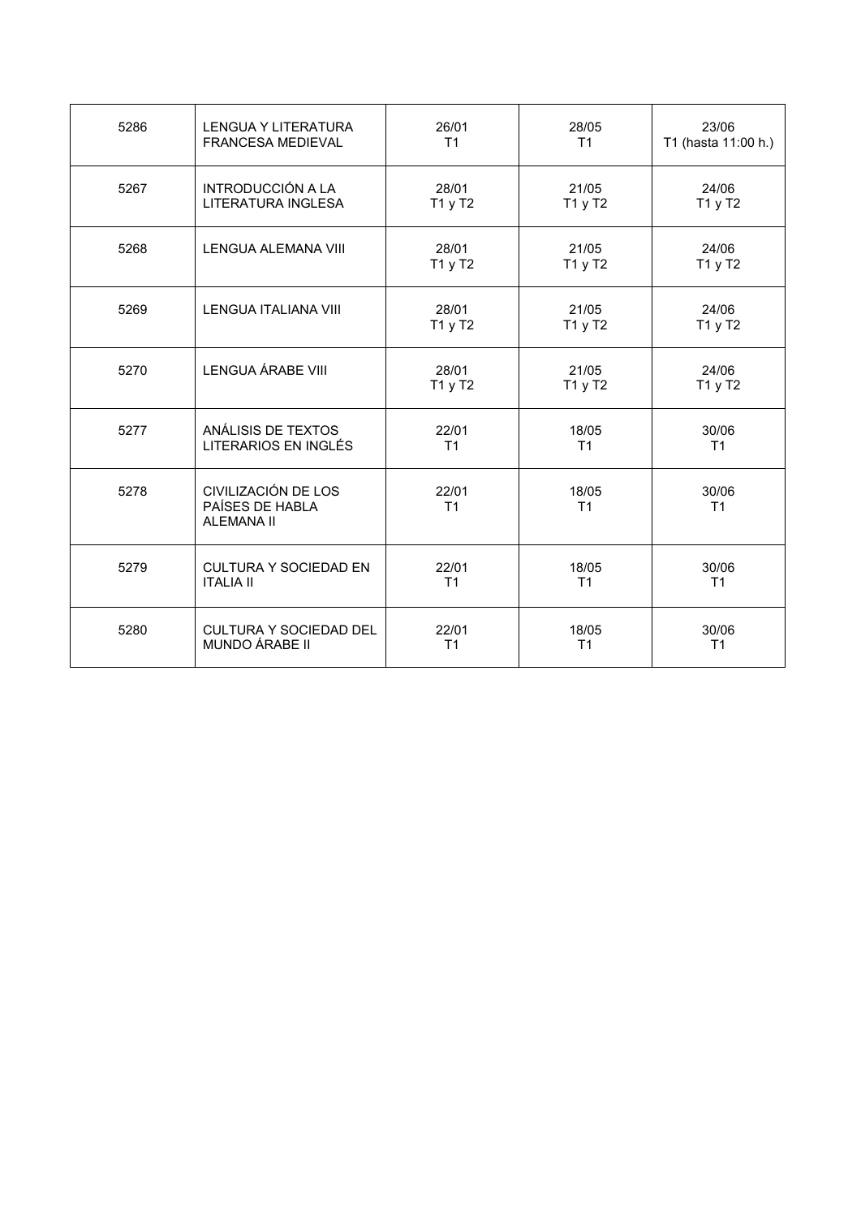| | | | | |
|---|---|---|---|---|
| 5286 | LENGUA Y LITERATURA FRANCESA MEDIEVAL | 26/01<br>T1 | 28/05<br>T1 | 23/06<br>T1 (hasta 11:00 h.) |
| 5267 | INTRODUCCIÓN A LA LITERATURA INGLESA | 28/01<br>T1 y T2 | 21/05<br>T1 y T2 | 24/06<br>T1 y T2 |
| 5268 | LENGUA ALEMANA VIII | 28/01<br>T1 y T2 | 21/05<br>T1 y T2 | 24/06<br>T1 y T2 |
| 5269 | LENGUA ITALIANA VIII | 28/01<br>T1 y T2 | 21/05<br>T1 y T2 | 24/06<br>T1 y T2 |
| 5270 | LENGUA ÁRABE VIII | 28/01<br>T1 y T2 | 21/05<br>T1 y T2 | 24/06<br>T1 y T2 |
| 5277 | ANÁLISIS DE TEXTOS LITERARIOS EN INGLÉS | 22/01<br>T1 | 18/05<br>T1 | 30/06<br>T1 |
| 5278 | CIVILIZACIÓN DE LOS PAÍSES DE HABLA ALEMANA II | 22/01<br>T1 | 18/05<br>T1 | 30/06<br>T1 |
| 5279 | CULTURA Y SOCIEDAD EN ITALIA II | 22/01<br>T1 | 18/05<br>T1 | 30/06<br>T1 |
| 5280 | CULTURA Y SOCIEDAD DEL MUNDO ÁRABE II | 22/01<br>T1 | 18/05<br>T1 | 30/06<br>T1 |